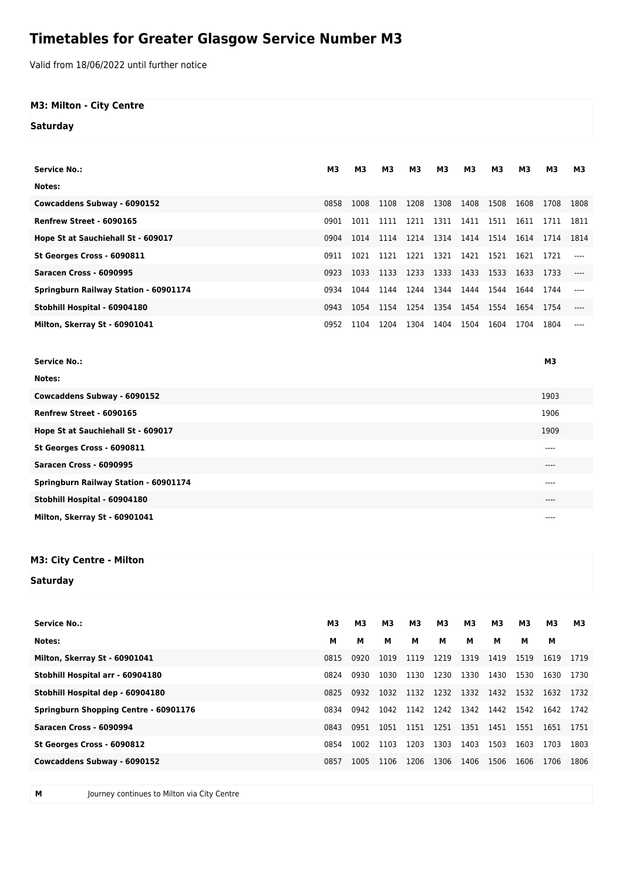# Timetables for Greater Glasgow Service Number M3

Valid from 18/06/2022 until further notice

## M3: Milton - City Centre

### Saturday

| Service No.: | M3 | M3 | M3 | M3 | M3 | M3 | M3 | M3 | M3 | M3 |
|---|---|---|---|---|---|---|---|---|---|---|
| Notes: | | | | | | | | | | |
| Cowcaddens Subway - 6090152 | 0858 | 1008 | 1108 | 1208 | 1308 | 1408 | 1508 | 1608 | 1708 | 1808 |
| Renfrew Street - 6090165 | 0901 | 1011 | 1111 | 1211 | 1311 | 1411 | 1511 | 1611 | 1711 | 1811 |
| Hope St at Sauchiehall St - 609017 | 0904 | 1014 | 1114 | 1214 | 1314 | 1414 | 1514 | 1614 | 1714 | 1814 |
| St Georges Cross - 6090811 | 0911 | 1021 | 1121 | 1221 | 1321 | 1421 | 1521 | 1621 | 1721 | ---- |
| Saracen Cross - 6090995 | 0923 | 1033 | 1133 | 1233 | 1333 | 1433 | 1533 | 1633 | 1733 | ---- |
| Springburn Railway Station - 60901174 | 0934 | 1044 | 1144 | 1244 | 1344 | 1444 | 1544 | 1644 | 1744 | ---- |
| Stobhill Hospital - 60904180 | 0943 | 1054 | 1154 | 1254 | 1354 | 1454 | 1554 | 1654 | 1754 | ---- |
| Milton, Skerray St - 60901041 | 0952 | 1104 | 1204 | 1304 | 1404 | 1504 | 1604 | 1704 | 1804 | ---- |

| Service No.: | M3 |
|---|---|
| Notes: | |
| Cowcaddens Subway - 6090152 | 1903 |
| Renfrew Street - 6090165 | 1906 |
| Hope St at Sauchiehall St - 609017 | 1909 |
| St Georges Cross - 6090811 | ---- |
| Saracen Cross - 6090995 | ---- |
| Springburn Railway Station - 60901174 | ---- |
| Stobhill Hospital - 60904180 | ---- |
| Milton, Skerray St - 60901041 | ---- |

## M3: City Centre - Milton

### Saturday

| Service No.: | M3 | M3 | M3 | M3 | M3 | M3 | M3 | M3 | M3 | M3 |
|---|---|---|---|---|---|---|---|---|---|---|
| Notes: | M | M | M | M | M | M | M | M | M | |
| Milton, Skerray St - 60901041 | 0815 | 0920 | 1019 | 1119 | 1219 | 1319 | 1419 | 1519 | 1619 | 1719 |
| Stobhill Hospital arr - 60904180 | 0824 | 0930 | 1030 | 1130 | 1230 | 1330 | 1430 | 1530 | 1630 | 1730 |
| Stobhill Hospital dep - 60904180 | 0825 | 0932 | 1032 | 1132 | 1232 | 1332 | 1432 | 1532 | 1632 | 1732 |
| Springburn Shopping Centre - 60901176 | 0834 | 0942 | 1042 | 1142 | 1242 | 1342 | 1442 | 1542 | 1642 | 1742 |
| Saracen Cross - 6090994 | 0843 | 0951 | 1051 | 1151 | 1251 | 1351 | 1451 | 1551 | 1651 | 1751 |
| St Georges Cross - 6090812 | 0854 | 1002 | 1103 | 1203 | 1303 | 1403 | 1503 | 1603 | 1703 | 1803 |
| Cowcaddens Subway - 6090152 | 0857 | 1005 | 1106 | 1206 | 1306 | 1406 | 1506 | 1606 | 1706 | 1806 |

| | |
|---|---|
| M | Journey continues to Milton via City Centre |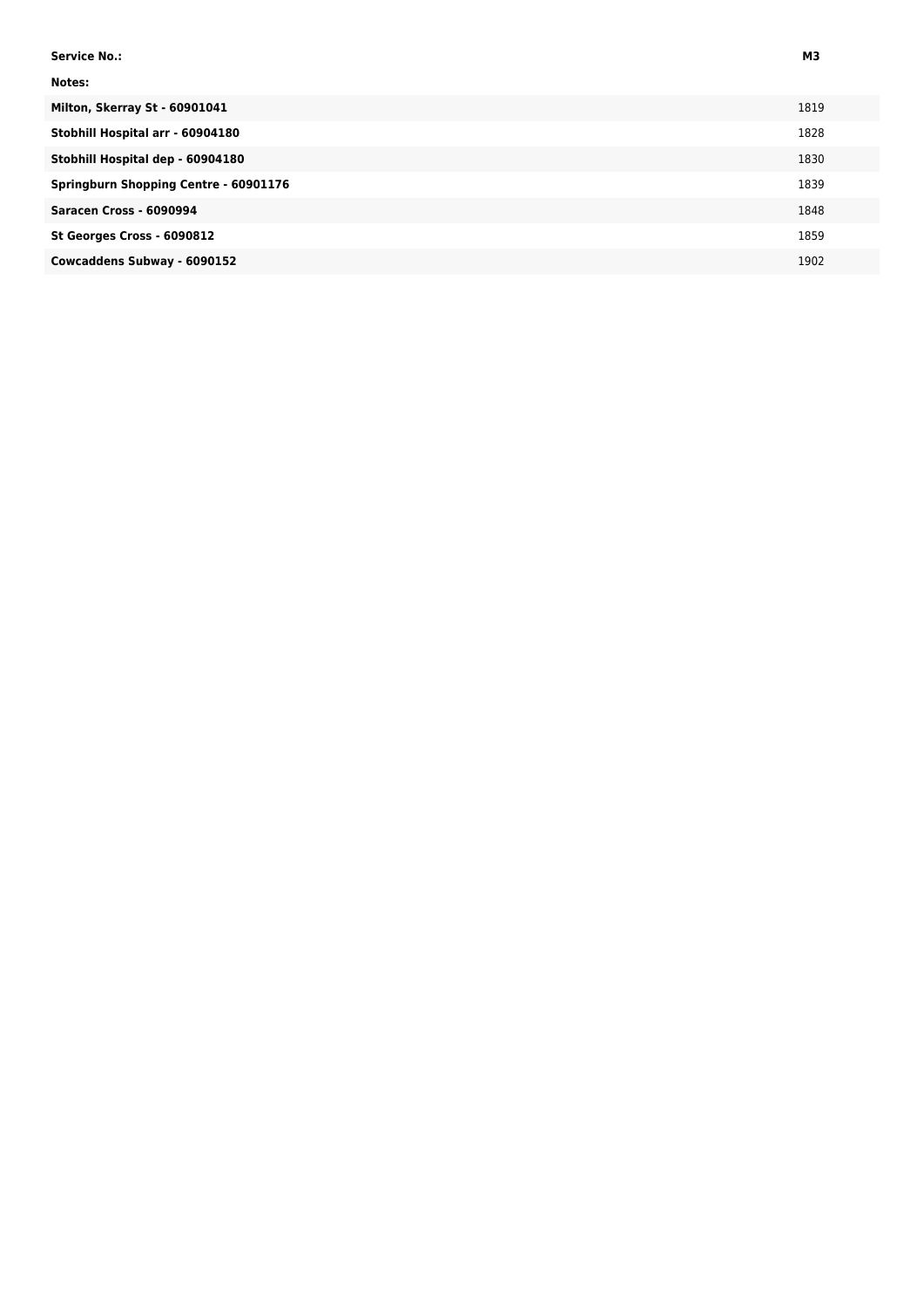| | |
|---|---|
| **Service No.:** | **M3** |
| **Notes:** | |
| **Milton, Skerray St - 60901041** | 1819 |
| **Stobhill Hospital arr - 60904180** | 1828 |
| **Stobhill Hospital dep - 60904180** | 1830 |
| **Springburn Shopping Centre - 60901176** | 1839 |
| **Saracen Cross - 6090994** | 1848 |
| **St Georges Cross - 6090812** | 1859 |
| **Cowcaddens Subway - 6090152** | 1902 |